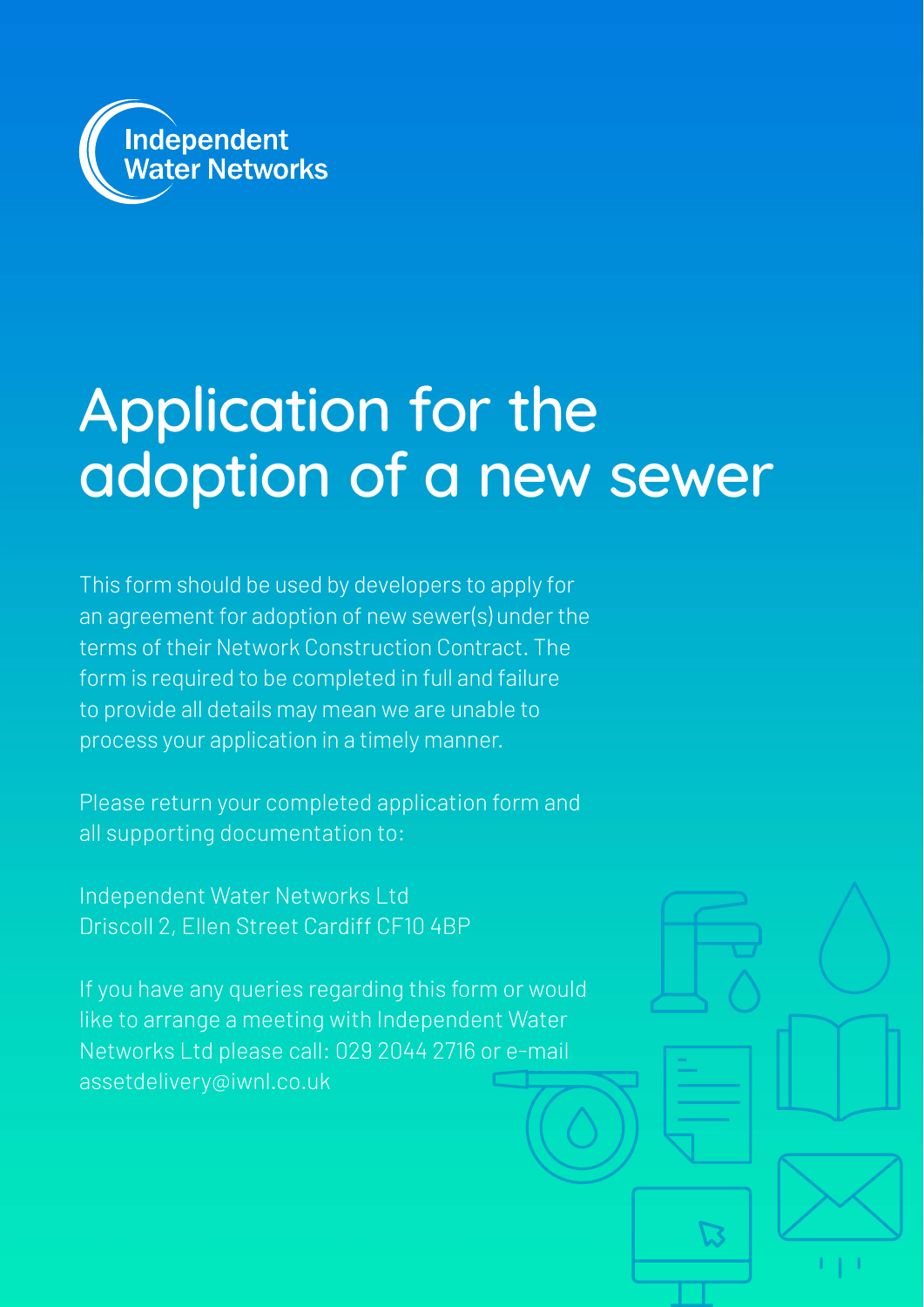Independent Water Networks

# Application for the adoption of a new sewer

This form should be used by developers to apply for an agreement for adoption of new sewer(s) under the terms of their Network Construction Contract. The form is required to be completed in full and failure to provide all details may mean we are unable to process your application in a timely manner.

Please return your completed application form and all supporting documentation to:

Independent Water Networks Ltd
Driscoll 2, Ellen Street Cardiff CF10 4BP

If you have any queries regarding this form or would like to arrange a meeting with Independent Water Networks Ltd please call: 029 2044 2716 or e-mail assetdelivery@iwnl.co.uk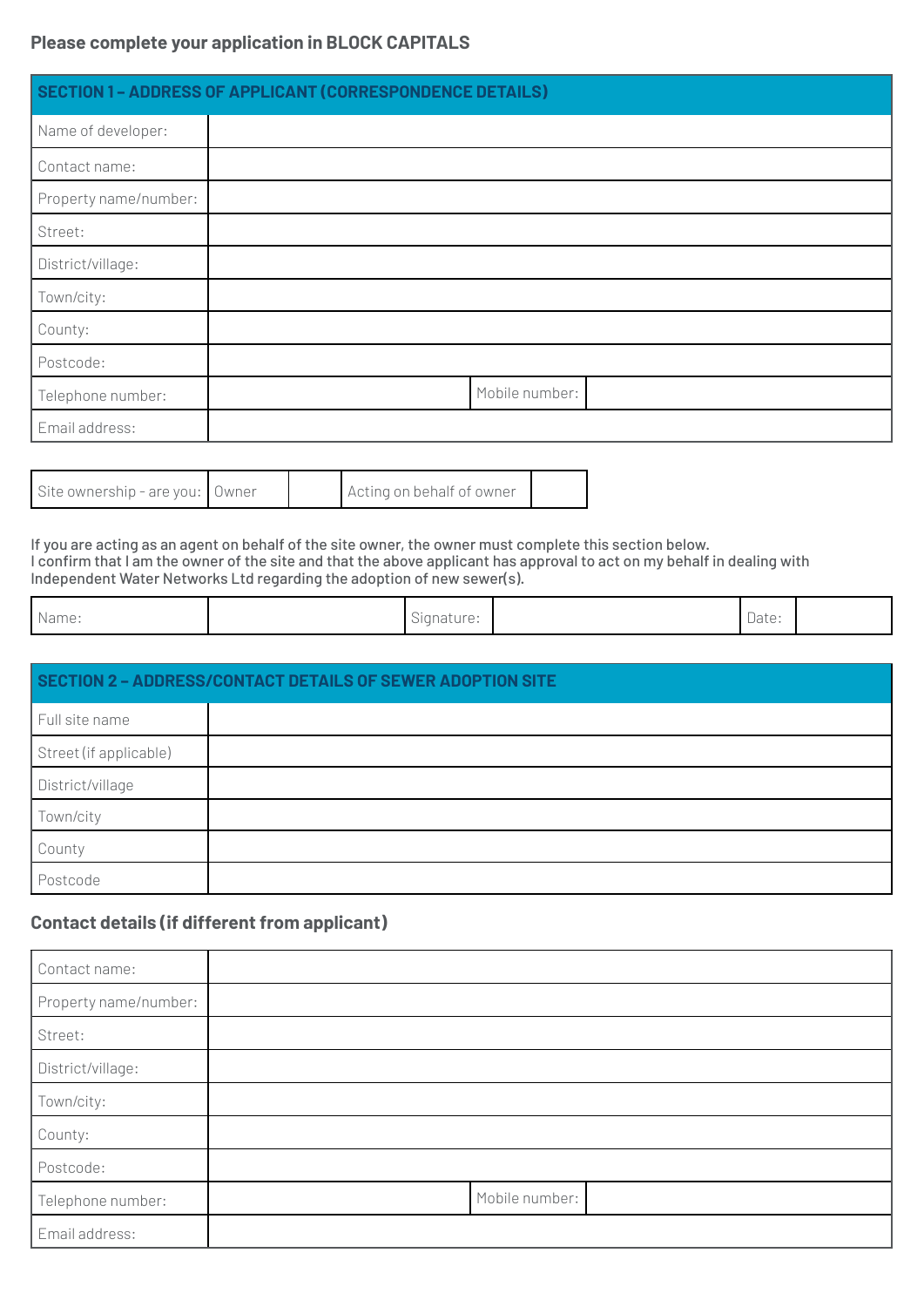**Please complete your application in BLOCK CAPITALS**

| SECTION 1 – ADDRESS OF APPLICANT (CORRESPONDENCE DETAILS) | | | |
|---|---|---|---|
| Name of developer: | | | |
| Contact name: | | | |
| Property name/number: | | | |
| Street: | | | |
| District/village: | | | |
| Town/city: | | | |
| County: | | | |
| Postcode: | | | |
| Telephone number: | | Mobile number: | |
| Email address: | | | |

| Site ownership - are you: | Owner | | Acting on behalf of owner | |
|---|---|---|---|---|

If you are acting as an agent on behalf of the site owner, the owner must complete this section below.
I confirm that I am the owner of the site and that the above applicant has approval to act on my behalf in dealing with Independent Water Networks Ltd regarding the adoption of new sewer(s).

| Name: | | Signature: | | Date: | |
|---|---|---|---|---|---|

| SECTION 2 – ADDRESS/CONTACT DETAILS OF SEWER ADOPTION SITE | |
|---|---|
| Full site name | |
| Street (if applicable) | |
| District/village | |
| Town/city | |
| County | |
| Postcode | |

### Contact details (if different from applicant)

| Contact name: | | | |
|---|---|---|---|
| Property name/number: | | | |
| Street: | | | |
| District/village: | | | |
| Town/city: | | | |
| County: | | | |
| Postcode: | | | |
| Telephone number: | | Mobile number: | |
| Email address: | | | |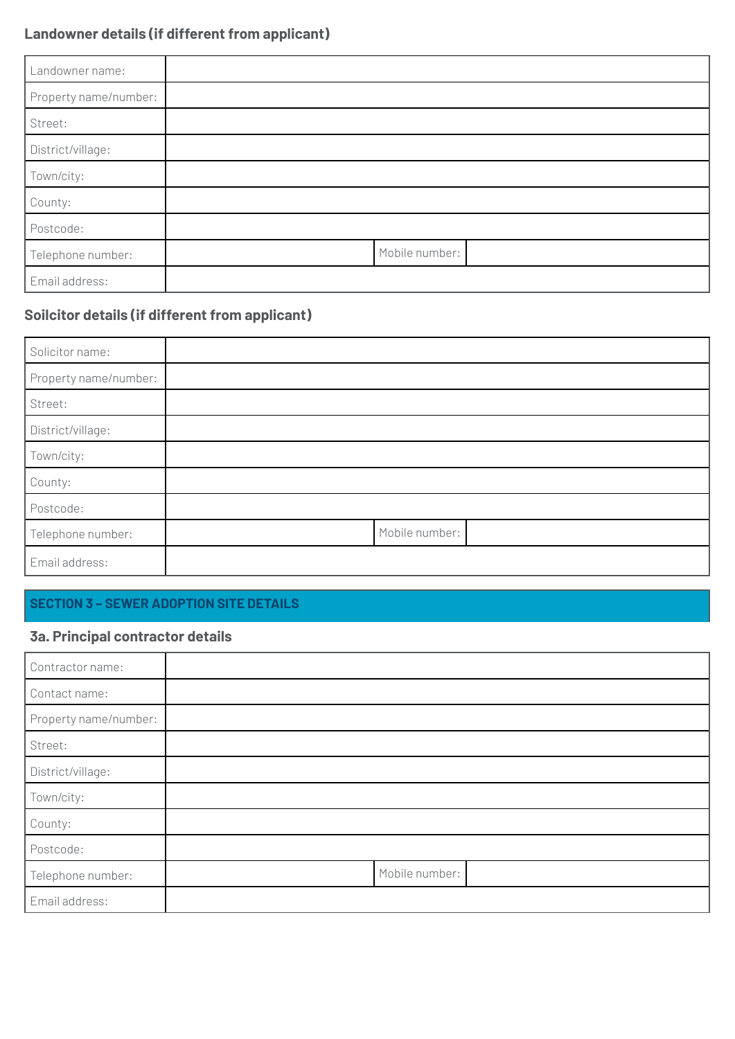### Landowner details (if different from applicant)

| | | | |
|---|---|---|---|
| Landowner name: | | | |
| Property name/number: | | | |
| Street: | | | |
| District/village: | | | |
| Town/city: | | | |
| County: | | | |
| Postcode: | | | |
| Telephone number: | | Mobile number: | |
| Email address: | | | |

### Soilcitor details (if different from applicant)

| | | | |
|---|---|---|---|
| Solicitor name: | | | |
| Property name/number: | | | |
| Street: | | | |
| District/village: | | | |
| Town/city: | | | |
| County: | | | |
| Postcode: | | | |
| Telephone number: | | Mobile number: | |
| Email address: | | | |

## SECTION 3 – SEWER ADOPTION SITE DETAILS

### 3a. Principal contractor details

| | | | |
|---|---|---|---|
| Contractor name: | | | |
| Contact name: | | | |
| Property name/number: | | | |
| Street: | | | |
| District/village: | | | |
| Town/city: | | | |
| County: | | | |
| Postcode: | | | |
| Telephone number: | | Mobile number: | |
| Email address: | | | |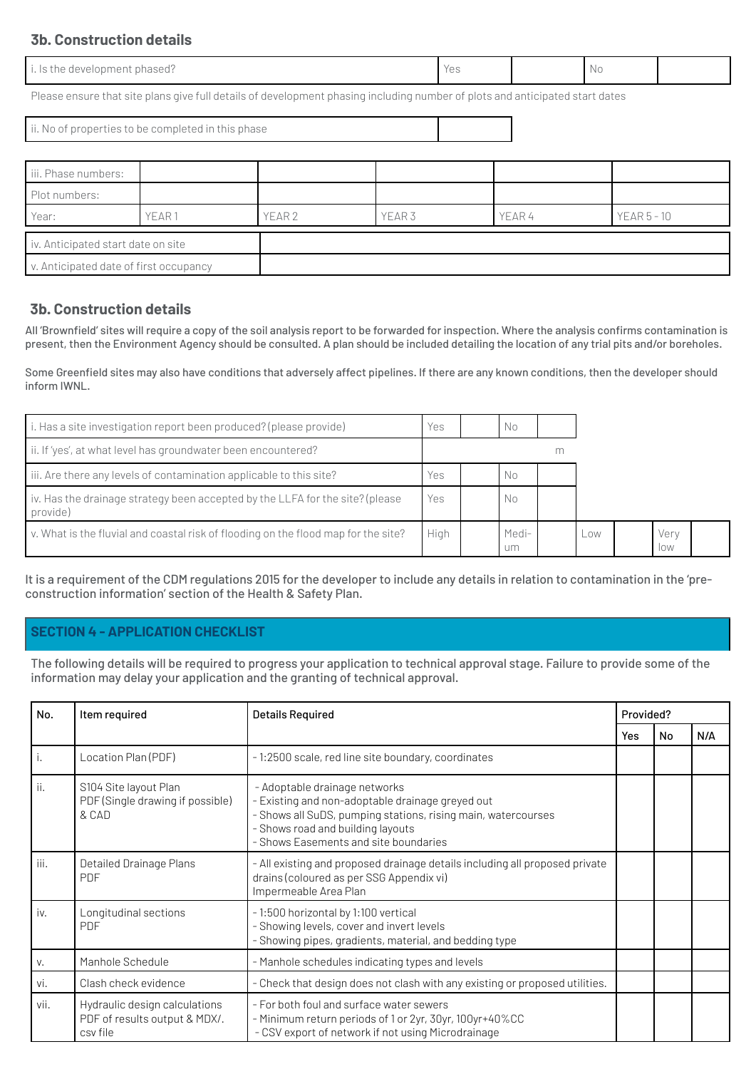### 3b. Construction details

| i. Is the development phased? | Yes | | No | |
|---|---|---|---|---|

Please ensure that site plans give full details of development phasing including number of plots and anticipated start dates

| ii. No of properties to be completed in this phase | |
|---|---|

| iii. Phase numbers: | | | | | |
|---|---|---|---|---|---|
| Plot numbers: | | | | | |
| Year: | YEAR 1 | YEAR 2 | YEAR 3 | YEAR 4 | YEAR 5 - 10 |

| iv. Anticipated start date on site | |
|---|---|
| v. Anticipated date of first occupancy | |

### 3b. Construction details

All 'Brownfield' sites will require a copy of the soil analysis report to be forwarded for inspection. Where the analysis confirms contamination is present, then the Environment Agency should be consulted. A plan should be included detailing the location of any trial pits and/or boreholes.

Some Greenfield sites may also have conditions that adversely affect pipelines. If there are any known conditions, then the developer should inform IWNL.

| | | | | | | | | |
|---|---|---|---|---|---|---|---|---|
| i. Has a site investigation report been produced? (please provide) | Yes | | No | | | | | |
| ii. If 'yes', at what level has groundwater been encountered? | m | | | | | | | |
| iii. Are there any levels of contamination applicable to this site? | Yes | | No | | | | | |
| iv. Has the drainage strategy been accepted by the LLFA for the site? (please provide) | Yes | | No | | | | | |
| v. What is the fluvial and coastal risk of flooding on the flood map for the site? | High | | Medium | | Low | | Very low | |

It is a requirement of the CDM regulations 2015 for the developer to include any details in relation to contamination in the 'pre-construction information' section of the Health & Safety Plan.

## SECTION 4 - APPLICATION CHECKLIST

The following details will be required to progress your application to technical approval stage. Failure to provide some of the information may delay your application and the granting of technical approval.

| No. | Item required | Details Required | Provided? | | |
|---|---|---|---|---|---|
| | | | Yes | No | N/A |
| i. | Location Plan (PDF) | - 1:2500 scale, red line site boundary, coordinates | | | |
| ii. | S104 Site layout Plan PDF (Single drawing if possible) & CAD | - Adoptable drainage networks<br>- Existing and non-adoptable drainage greyed out<br>- Shows all SuDS, pumping stations, rising main, watercourses<br>- Shows road and building layouts<br>- Shows Easements and site boundaries | | | |
| iii. | Detailed Drainage Plans PDF | - All existing and proposed drainage details including all proposed private drains (coloured as per SSG Appendix vi)<br>Impermeable Area Plan | | | |
| iv. | Longitudinal sections PDF | - 1:500 horizontal by 1:100 vertical<br>- Showing levels, cover and invert levels<br>- Showing pipes, gradients, material, and bedding type | | | |
| v. | Manhole Schedule | - Manhole schedules indicating types and levels | | | |
| vi. | Clash check evidence | - Check that design does not clash with any existing or proposed utilities. | | | |
| vii. | Hydraulic design calculations PDF of results output & MDX/.csv file | - For both foul and surface water sewers<br>- Minimum return periods of 1 or 2yr, 30yr, 100yr+40%CC<br>- CSV export of network if not using Microdrainage | | | |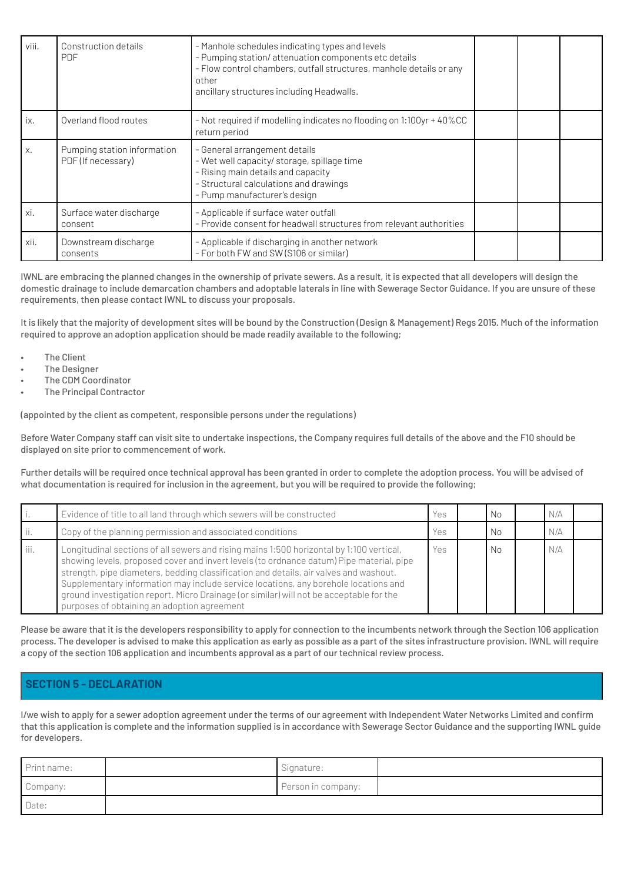| | | | | | |
|---|---|---|---|---|---|
| viii. | Construction details PDF | - Manhole schedules indicating types and levels<br>- Pumping station/ attenuation components etc details<br>- Flow control chambers, outfall structures, manhole details or any other ancillary structures including Headwalls. | | | |
| ix. | Overland flood routes | - Not required if modelling indicates no flooding on 1:100yr + 40%CC return period | | | |
| x. | Pumping station information PDF (If necessary) | - General arrangement details<br>- Wet well capacity/ storage, spillage time<br>- Rising main details and capacity<br>- Structural calculations and drawings<br>- Pump manufacturer's design | | | |
| xi. | Surface water discharge consent | - Applicable if surface water outfall<br>- Provide consent for headwall structures from relevant authorities | | | |
| xii. | Downstream discharge consents | - Applicable if discharging in another network<br>- For both FW and SW (S106 or similar) | | | |

IWNL are embracing the planned changes in the ownership of private sewers. As a result, it is expected that all developers will design the domestic drainage to include demarcation chambers and adoptable laterals in line with Sewerage Sector Guidance. If you are unsure of these requirements, then please contact IWNL to discuss your proposals.

It is likely that the majority of development sites will be bound by the Construction (Design & Management) Regs 2015. Much of the information required to approve an adoption application should be made readily available to the following;

- The Client
- The Designer
- The CDM Coordinator
- The Principal Contractor

(appointed by the client as competent, responsible persons under the regulations)

Before Water Company staff can visit site to undertake inspections, the Company requires full details of the above and the F10 should be displayed on site prior to commencement of work.

Further details will be required once technical approval has been granted in order to complete the adoption process. You will be advised of what documentation is required for inclusion in the agreement, but you will be required to provide the following;

| | | | | | | | |
|---|---|---|---|---|---|---|---|
| i. | Evidence of title to all land through which sewers will be constructed | Yes | | No | | N/A | |
| ii. | Copy of the planning permission and associated conditions | Yes | | No | | N/A | |
| iii. | Longitudinal sections of all sewers and rising mains 1:500 horizontal by 1:100 vertical, showing levels, proposed cover and invert levels (to ordnance datum) Pipe material, pipe strength, pipe diameters, bedding classification and details, air valves and washout. Supplementary information may include service locations, any borehole locations and ground investigation report. Micro Drainage (or similar) will not be acceptable for the purposes of obtaining an adoption agreement | Yes | | No | | N/A | |

Please be aware that it is the developers responsibility to apply for connection to the incumbents network through the Section 106 application process. The developer is advised to make this application as early as possible as a part of the sites infrastructure provision. IWNL will require a copy of the section 106 application and incumbents approval as a part of our technical review process.

## SECTION 5 - DECLARATION

I/we wish to apply for a sewer adoption agreement under the terms of our agreement with Independent Water Networks Limited and confirm that this application is complete and the information supplied is in accordance with Sewerage Sector Guidance and the supporting IWNL guide for developers.

| | | | |
|---|---|---|---|
| Print name: | | Signature: | |
| Company: | | Person in company: | |
| Date: | | | |